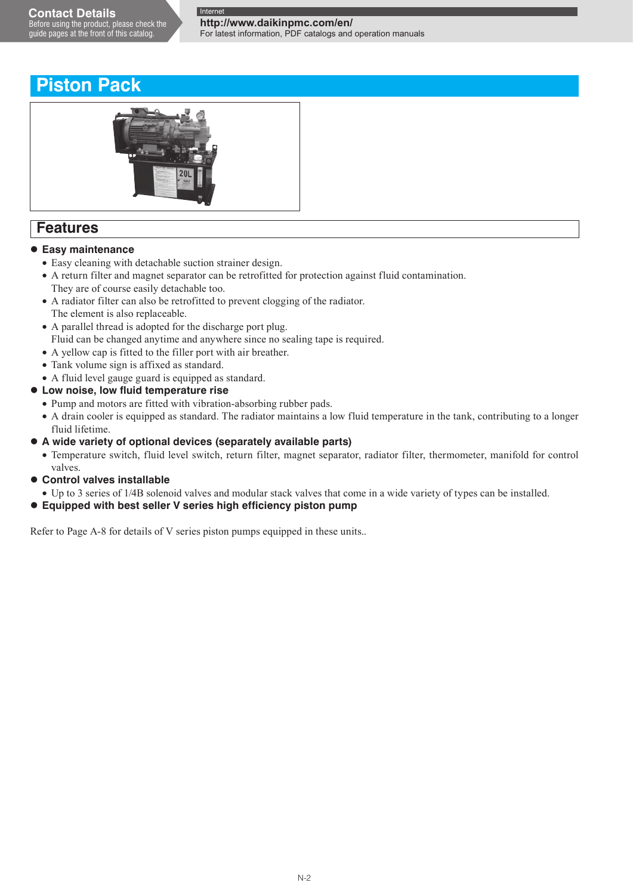# Piston Pack

## Features

- **Easy maintenance**
  - Easy cleaning with detachable suction strainer design.
  - A return filter and magnet separator can be retrofitted for protection against fluid contamination. They are of course easily detachable too.
  - A radiator filter can also be retrofitted to prevent clogging of the radiator. The element is also replaceable.
  - A parallel thread is adopted for the discharge port plug. Fluid can be changed anytime and anywhere since no sealing tape is required.
  - A yellow cap is fitted to the filler port with air breather.
  - Tank volume sign is affixed as standard.
  - A fluid level gauge guard is equipped as standard.
- **Low noise, low fluid temperature rise**
  - Pump and motors are fitted with vibration-absorbing rubber pads.
  - A drain cooler is equipped as standard. The radiator maintains a low fluid temperature in the tank, contributing to a longer fluid lifetime.
- **A wide variety of optional devices (separately available parts)**
  - Temperature switch, fluid level switch, return filter, magnet separator, radiator filter, thermometer, manifold for control valves.
- **Control valves installable**
  - Up to 3 series of 1/4B solenoid valves and modular stack valves that come in a wide variety of types can be installed.
- **Equipped with best seller V series high efficiency piston pump**

Refer to Page A-8 for details of V series piston pumps equipped in these units..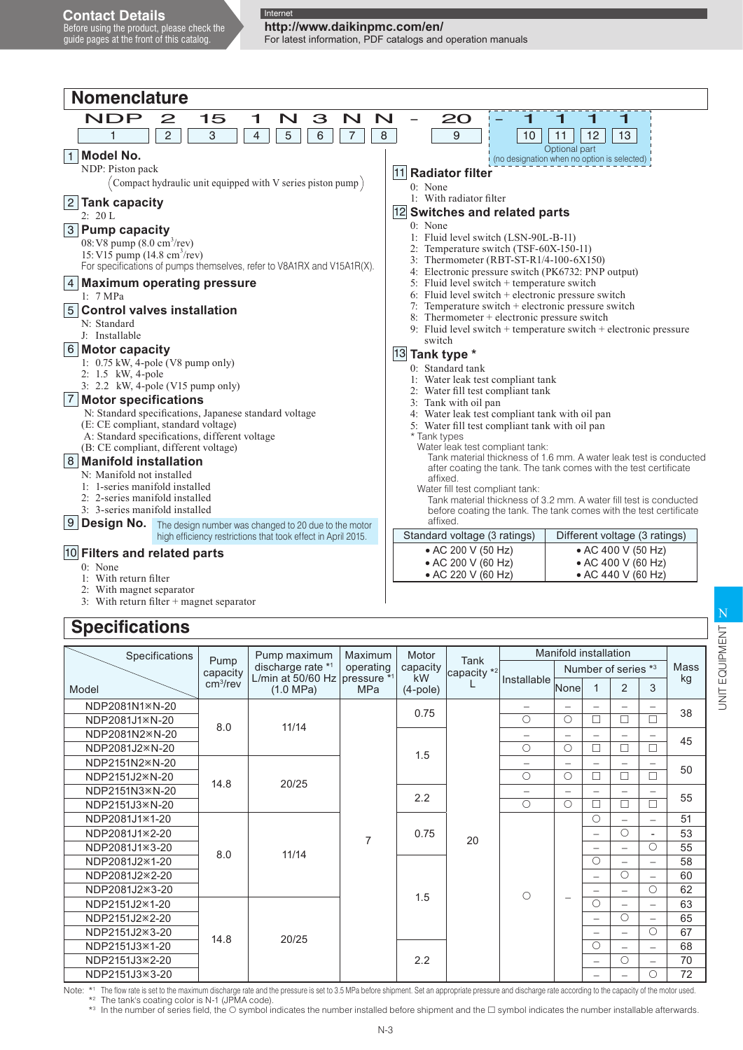Contact Details
Before using the product, please check the guide pages at the front of this catalog.

Internet
**http://www.daikinpmc.com/en/**
For latest information, PDF catalogs and operation manuals

## Nomenclature

```
NDP  2  15  1  N  3  N  N  -  20  -  1  1  1  1
 1   2   3  4  5  6  7  8     9      10 11 12 13
```

Optional part (no designation when no option is selected)

**1 Model No.**
NDP: Piston pack
(Compact hydraulic unit equipped with V series piston pump)

**2 Tank capacity**
2: 20 L

**3 Pump capacity**
08: V8 pump (8.0 cm³/rev)
15: V15 pump (14.8 cm³/rev)
For specifications of pumps themselves, refer to V8A1RX and V15A1R(X).

**4 Maximum operating pressure**
1: 7 MPa

**5 Control valves installation**
N: Standard
J: Installable

**6 Motor capacity**
1: 0.75 kW, 4-pole (V8 pump only)
2: 1.5 kW, 4-pole
3: 2.2 kW, 4-pole (V15 pump only)

**7 Motor specifications**
N: Standard specifications, Japanese standard voltage
(E: CE compliant, standard voltage)
A: Standard specifications, different voltage
(B: CE compliant, different voltage)

**8 Manifold installation**
N: Manifold not installed
1: 1-series manifold installed
2: 2-series manifold installed
3: 3-series manifold installed

**9 Design No.** The design number was changed to 20 due to the motor high efficiency restrictions that took effect in April 2015.

**10 Filters and related parts**
0: None
1: With return filter
2: With magnet separator
3: With return filter + magnet separator

**11 Radiator filter**
0: None
1: With radiator filter

**12 Switches and related parts**
0: None
1: Fluid level switch (LSN-90L-B-11)
2: Temperature switch (TSF-60X-150-11)
3: Thermometer (RBT-ST-R1/4-100-6X150)
4: Electronic pressure switch (PK6732: PNP output)
5: Fluid level switch + temperature switch
6: Fluid level switch + electronic pressure switch
7: Temperature switch + electronic pressure switch
8: Thermometer + electronic pressure switch
9: Fluid level switch + temperature switch + electronic pressure switch

**13 Tank type ***
0: Standard tank
1: Water leak test compliant tank
2: Water fill test compliant tank
3: Tank with oil pan
4: Water leak test compliant tank with oil pan
5: Water fill test compliant tank with oil pan

* Tank types
Water leak test compliant tank:
Tank material thickness of 1.6 mm. A water leak test is conducted after coating the tank. The tank comes with the test certificate affixed.
Water fill test compliant tank:
Tank material thickness of 3.2 mm. A water fill test is conducted before coating the tank. The tank comes with the test certificate affixed.

| Standard voltage (3 ratings) | Different voltage (3 ratings) |
|---|---|
| • AC 200 V (50 Hz)<br>• AC 200 V (60 Hz)<br>• AC 220 V (60 Hz) | • AC 400 V (50 Hz)<br>• AC 400 V (60 Hz)<br>• AC 440 V (60 Hz) |

## Specifications

| Model \ Specifications | Pump capacity cm³/rev | Pump maximum discharge rate *1 L/min at 50/60 Hz (1.0 MPa) | Maximum operating pressure *1 MPa | Motor capacity kW (4-pole) | Tank capacity *2 L | Manifold installation: Installable | Number of series *3: None | 1 | 2 | 3 | Mass kg |
|---|---|---|---|---|---|---|---|---|---|---|---|
| NDP2081N1※N-20 | 8.0 | 11/14 | 7 | 0.75 | 20 | – | – | – | – | – | 38 |
| NDP2081J1※N-20 | | | | | | ○ | ○ | □ | □ | □ | |
| NDP2081N2※N-20 | | | | 1.5 | | – | – | – | – | – | 45 |
| NDP2081J2※N-20 | | | | | | ○ | ○ | □ | □ | □ | |
| NDP2151N2※N-20 | 14.8 | 20/25 | | | | – | – | – | – | – | 50 |
| NDP2151J2※N-20 | | | | | | ○ | ○ | □ | □ | □ | |
| NDP2151N3※N-20 | | | | 2.2 | | – | – | – | – | – | 55 |
| NDP2151J3※N-20 | | | | | | ○ | ○ | □ | □ | □ | |
| NDP2081J1※1-20 | 8.0 | 11/14 | | 0.75 | | ○ | – | ○ | – | – | 51 |
| NDP2081J1※2-20 | | | | | | | | – | ○ | - | 53 |
| NDP2081J1※3-20 | | | | | | | | – | – | ○ | 55 |
| NDP2081J2※1-20 | | | | 1.5 | | | | ○ | – | – | 58 |
| NDP2081J2※2-20 | | | | | | | | – | ○ | – | 60 |
| NDP2081J2※3-20 | | | | | | | | – | – | ○ | 62 |
| NDP2151J2※1-20 | 14.8 | 20/25 | | | | | | ○ | – | – | 63 |
| NDP2151J2※2-20 | | | | | | | | – | ○ | – | 65 |
| NDP2151J2※3-20 | | | | | | | | – | – | ○ | 67 |
| NDP2151J3※1-20 | | | | 2.2 | | | | ○ | – | – | 68 |
| NDP2151J3※2-20 | | | | | | | | – | ○ | – | 70 |
| NDP2151J3※3-20 | | | | | | | | – | – | ○ | 72 |

Note: *1 The flow rate is set to the maximum discharge rate and the pressure is set to 3.5 MPa before shipment. Set an appropriate pressure and discharge rate according to the capacity of the motor used.
*2 The tank's coating color is N-1 (JPMA code).
*3 In the number of series field, the ○ symbol indicates the number installed before shipment and the □ symbol indicates the number installable afterwards.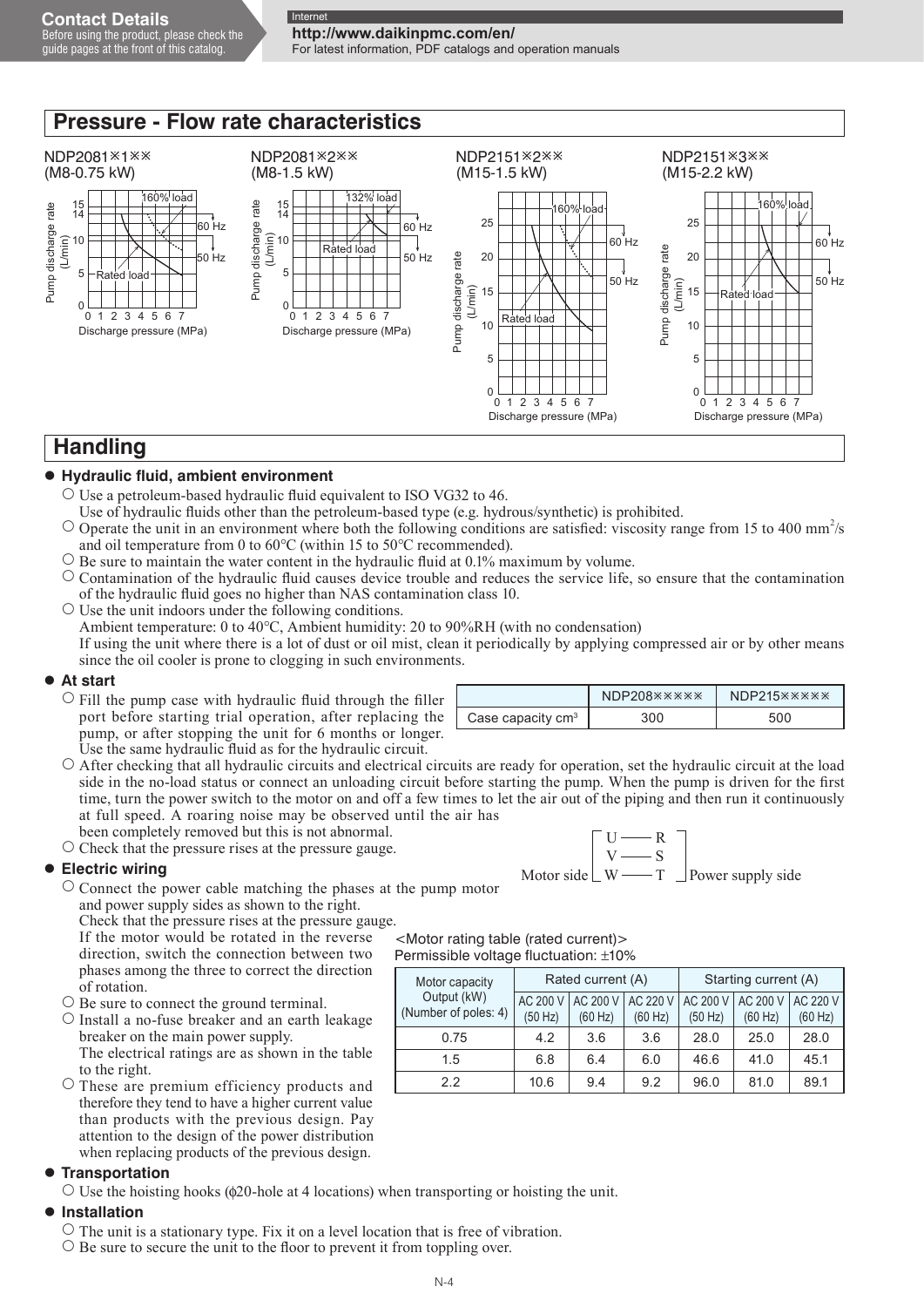## Pressure - Flow rate characteristics

NDP2081※1※※ (M8-0.75 kW)

NDP2081※2※※ (M8-1.5 kW)

NDP2151※2※※ (M15-1.5 kW)

NDP2151※3※※ (M15-2.2 kW)

## Handling

### ● Hydraulic fluid, ambient environment

- ○ Use a petroleum-based hydraulic fluid equivalent to ISO VG32 to 46.
  Use of hydraulic fluids other than the petroleum-based type (e.g. hydrous/synthetic) is prohibited.
- ○ Operate the unit in an environment where both the following conditions are satisfied: viscosity range from 15 to 400 $mm^2/s$ and oil temperature from 0 to 60°C (within 15 to 50°C recommended).
- ○ Be sure to maintain the water content in the hydraulic fluid at 0.1% maximum by volume.
- ○ Contamination of the hydraulic fluid causes device trouble and reduces the service life, so ensure that the contamination of the hydraulic fluid goes no higher than NAS contamination class 10.
- ○ Use the unit indoors under the following conditions.
  Ambient temperature: 0 to 40°C, Ambient humidity: 20 to 90%RH (with no condensation)
  If using the unit where there is a lot of dust or oil mist, clean it periodically by applying compressed air or by other means since the oil cooler is prone to clogging in such environments.

### ● At start

- ○ Fill the pump case with hydraulic fluid through the filler port before starting trial operation, after replacing the pump, or after stopping the unit for 6 months or longer.
  Use the same hydraulic fluid as for the hydraulic circuit.

| | NDP208※※※※ | NDP215※※※※ |
|---|---|---|
| Case capacity $cm^3$ | 300 | 500 |

- ○ After checking that all hydraulic circuits and electrical circuits are ready for operation, set the hydraulic circuit at the load side in the no-load status or connect an unloading circuit before starting the pump. When the pump is driven for the first time, turn the power switch to the motor on and off a few times to let the air out of the piping and then run it continuously at full speed. A roaring noise may be observed until the air has been completely removed but this is not abnormal.
- ○ Check that the pressure rises at the pressure gauge.

### ● Electric wiring

- ○ Connect the power cable matching the phases at the pump motor and power supply sides as shown to the right.
  Check that the pressure rises at the pressure gauge.
  If the motor would be rotated in the reverse direction, switch the connection between two phases among the three to correct the direction of rotation.

Motor side: U — R, V — S, W — T :Power supply side

- ○ Be sure to connect the ground terminal.
- ○ Install a no-fuse breaker and an earth leakage breaker on the main power supply.
  The electrical ratings are as shown in the table to the right.
- ○ These are premium efficiency products and therefore they tend to have a higher current value than products with the previous design. Pay attention to the design of the power distribution when replacing products of the previous design.

<Motor rating table (rated current)>
Permissible voltage fluctuation: ±10%

| Motor capacity Output (kW) (Number of poles: 4) | Rated current (A) | | | Starting current (A) | | |
|---|---|---|---|---|---|---|
| | AC 200 V (50 Hz) | AC 200 V (60 Hz) | AC 220 V (60 Hz) | AC 200 V (50 Hz) | AC 200 V (60 Hz) | AC 220 V (60 Hz) |
| 0.75 | 4.2 | 3.6 | 3.6 | 28.0 | 25.0 | 28.0 |
| 1.5 | 6.8 | 6.4 | 6.0 | 46.6 | 41.0 | 45.1 |
| 2.2 | 10.6 | 9.4 | 9.2 | 96.0 | 81.0 | 89.1 |

### ● Transportation

- ○ Use the hoisting hooks (ϕ20-hole at 4 locations) when transporting or hoisting the unit.

### ● Installation

- ○ The unit is a stationary type. Fix it on a level location that is free of vibration.
- ○ Be sure to secure the unit to the floor to prevent it from toppling over.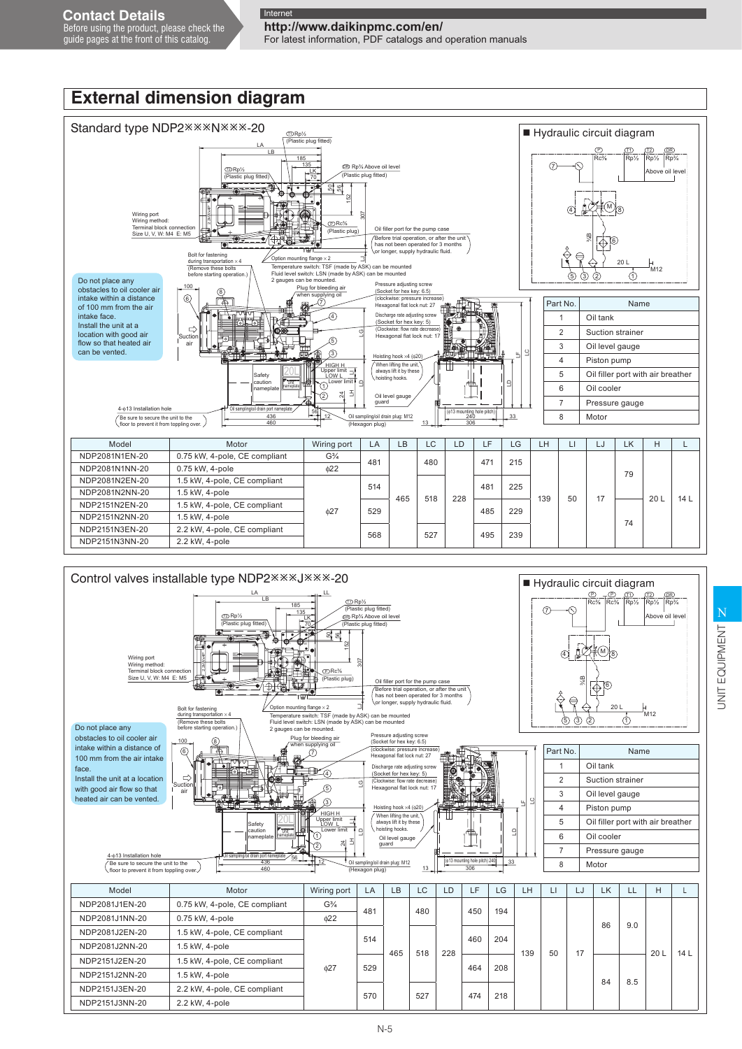Contact Details
Before using the product, please check the guide pages at the front of this catalog.

Internet
**http://www.daikinpmc.com/en/**
For latest information, PDF catalogs and operation manuals

# External dimension diagram

## Standard type NDP2※※※N※※※-20

Do not place any obstacles to oil cooler air intake within a distance of 100 mm from the air intake face.
Install the unit at a location with good air flow so that heated air can be vented.

Wiring port
Wiring method: Terminal block connection
Size U, V, W: M4 E: M5

Bolt for fastening during transportation × 4 (Remove these bolts before starting operation.)

Option mounting flange × 2

Temperature switch: TSF (made by ASK) can be mounted
Fluid level switch: LSN (made by ASK) can be mounted
2 gauges can be mounted.

Oil filler port for the pump case (Before trial operation, or after the unit has not been operated for 3 months or longer, supply hydraulic fluid.

Plug for bleeding air when supplying oil

Pressure adjusting screw (Socket for hex key: 6.5) (clockwise: pressure increase) Hexagonal flat lock nut: 27

Discharge rate adjusting screw (Socket for hex key: 5) (Clockwise: flow rate decrease) Hexagonal flat lock nut: 17

Hoisting hook ×4 (φ20) (When lifting the unit, always lift it by these hoisting hooks.

Oil level gauge guard

4-φ13 Installation hole (Be sure to secure the unit to the floor to prevent it from toppling over.)

Oil sampling/oil drain plug: M12 (Hexagon plug)

### ■ Hydraulic circuit diagram

| Part No. | Name |
|---|---|
| 1 | Oil tank |
| 2 | Suction strainer |
| 3 | Oil level gauge |
| 4 | Piston pump |
| 5 | Oil filler port with air breather |
| 6 | Oil cooler |
| 7 | Pressure gauge |
| 8 | Motor |

| Model | Motor | Wiring port | LA | LB | LC | LD | LF | LG | LH | LI | LJ | LK | H | L |
|---|---|---|---|---|---|---|---|---|---|---|---|---|---|---|
| NDP2081N1EN-20 | 0.75 kW, 4-pole, CE compliant | G¾ | 481 | 465 | 480 | 228 | 471 | 215 | 139 | 50 | 17 | 79 | 20 L | 14 L |
| NDP2081N1NN-20 | 0.75 kW, 4-pole | φ22 | | | | | | | | | | | | |
| NDP2081N2EN-20 | 1.5 kW, 4-pole, CE compliant | φ27 | 514 | | 518 | | 481 | 225 | | | | | | |
| NDP2081N2NN-20 | 1.5 kW, 4-pole | | | | | | | | | | | | | |
| NDP2151N2EN-20 | 1.5 kW, 4-pole, CE compliant | | 529 | | | | 485 | 229 | | | | 74 | | |
| NDP2151N2NN-20 | 1.5 kW, 4-pole | | | | | | | | | | | | | |
| NDP2151N3EN-20 | 2.2 kW, 4-pole, CE compliant | | 568 | | 527 | | 495 | 239 | | | | | | |
| NDP2151N3NN-20 | 2.2 kW, 4-pole | | | | | | | | | | | | | |

## Control valves installable type NDP2※※※J※※※-20

Do not place any obstacles to oil cooler air intake within a distance of 100 mm from the air intake face.
Install the unit at a location with good air flow so that heated air can be vented.

Wiring port
Wiring method: Terminal block connection
Size U, V, W: M4 E: M5

Bolt for fastening during transportation × 4 (Remove these bolts before starting operation.)

Option mounting flange × 2

Temperature switch: TSF (made by ASK) can be mounted
Fluid level switch: LSN (made by ASK) can be mounted
2 gauges can be mounted.

Oil filler port for the pump case (Before trial operation, or after the unit has not been operated for 3 months or longer, supply hydraulic fluid.

Plug for bleeding air when supplying oil

Pressure adjusting screw (Socket for hex key: 6.5) (clockwise: pressure increase) Hexagonal flat lock nut: 27

Discharge rate adjusting screw (Socket for hex key: 5) (Clockwise: flow rate decrease) Hexagonal flat lock nut: 17

Hoisting hook ×4 (φ20) (When lifting the unit, always lift it by these hoisting hooks.

Oil level gauge guard

4-φ13 Installation hole (Be sure to secure the unit to the floor to prevent it from toppling over.)

Oil sampling/oil drain plug: M12 (Hexagon plug)

### ■ Hydraulic circuit diagram

| Part No. | Name |
|---|---|
| 1 | Oil tank |
| 2 | Suction strainer |
| 3 | Oil level gauge |
| 4 | Piston pump |
| 5 | Oil filler port with air breather |
| 6 | Oil cooler |
| 7 | Pressure gauge |
| 8 | Motor |

| Model | Motor | Wiring port | LA | LB | LC | LD | LF | LG | LH | LI | LJ | LK | LL | H | L |
|---|---|---|---|---|---|---|---|---|---|---|---|---|---|---|---|
| NDP2081J1EN-20 | 0.75 kW, 4-pole, CE compliant | G¾ | 481 | 465 | 480 | 228 | 450 | 194 | 139 | 50 | 17 | 86 | 9.0 | 20 L | 14 L |
| NDP2081J1NN-20 | 0.75 kW, 4-pole | φ22 | | | | | | | | | | | | | |
| NDP2081J2EN-20 | 1.5 kW, 4-pole, CE compliant | φ27 | 514 | | 518 | | 460 | 204 | | | | | | | |
| NDP2081J2NN-20 | 1.5 kW, 4-pole | | | | | | | | | | | | | | |
| NDP2151J2EN-20 | 1.5 kW, 4-pole, CE compliant | | 529 | | | | 464 | 208 | | | | 84 | 8.5 | | |
| NDP2151J2NN-20 | 1.5 kW, 4-pole | | | | | | | | | | | | | | |
| NDP2151J3EN-20 | 2.2 kW, 4-pole, CE compliant | | 570 | | 527 | | 474 | 218 | | | | | | | |
| NDP2151J3NN-20 | 2.2 kW, 4-pole | | | | | | | | | | | | | | |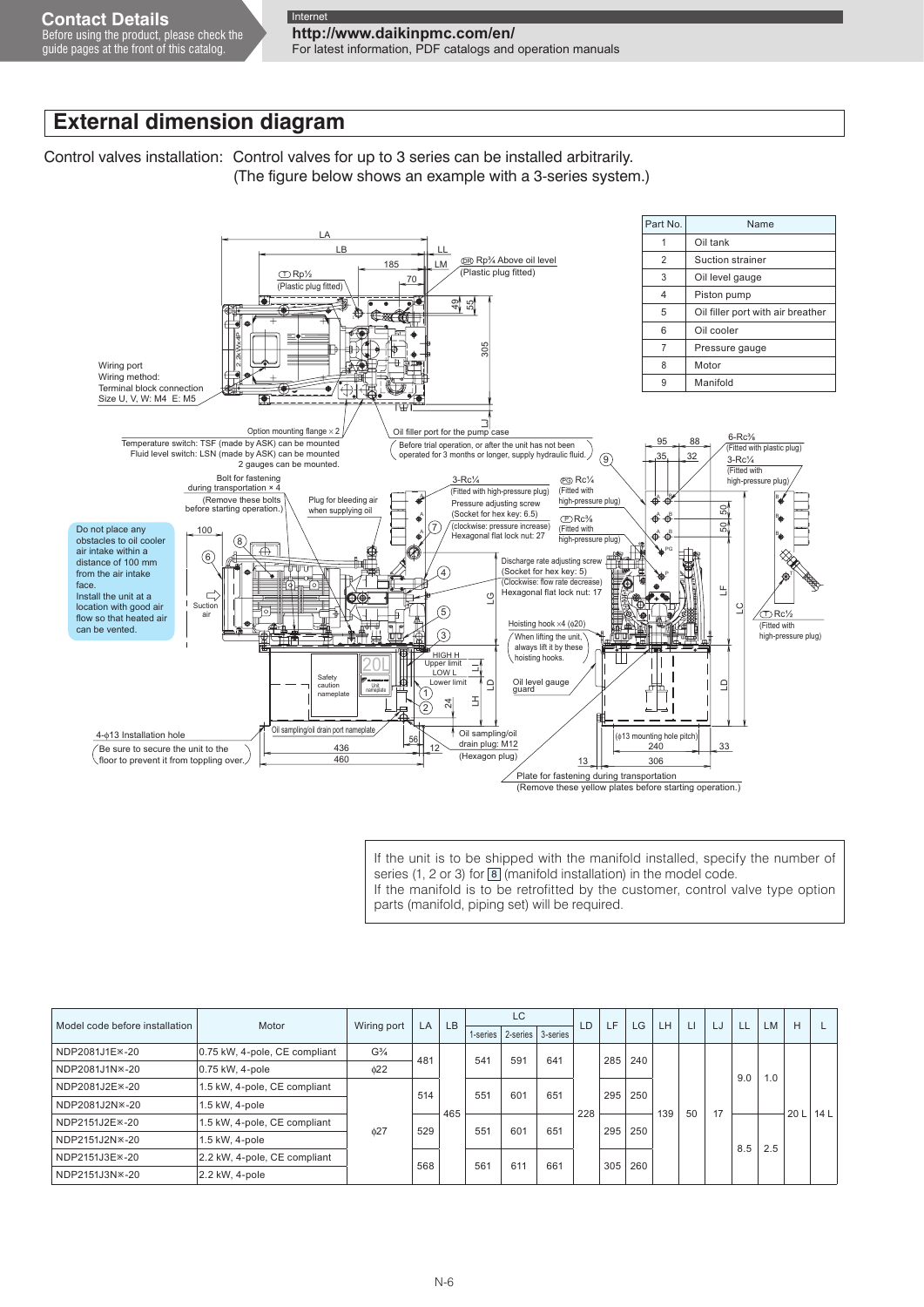## External dimension diagram

Control valves installation: Control valves for up to 3 series can be installed arbitrarily.
(The figure below shows an example with a 3-series system.)

| Part No. | Name |
|---|---|
| 1 | Oil tank |
| 2 | Suction strainer |
| 3 | Oil level gauge |
| 4 | Piston pump |
| 5 | Oil filler port with air breather |
| 6 | Oil cooler |
| 7 | Pressure gauge |
| 8 | Motor |
| 9 | Manifold |

Wiring port
Wiring method:
Terminal block connection
Size U, V, W: M4 E: M5

Ⓣ Rp½ (Plastic plug fitted)

ⒹⓇ Rp¾ Above oil level (Plastic plug fitted)

Option mounting flange × 2

Oil filler port for the pump case

Temperature switch: TSF (made by ASK) can be mounted
Fluid level switch: LSN (made by ASK) can be mounted
2 gauges can be mounted.

Before trial operation, or after the unit has not been operated for 3 months or longer, supply hydraulic fluid.

Bolt for fastening during transportation × 4
(Remove these bolts before starting operation.)

Plug for bleeding air when supplying oil

3-Rc¼ (Fitted with high-pressure plug)
Pressure adjusting screw (Socket for hex key: 6.5) (clockwise: pressure increase)
Hexagonal flat lock nut: 27

ⓅⒼ Rc¼ (Fitted with high-pressure plug)

Ⓟ Rc⅜ (Fitted with high-pressure plug)

6-Rc⅜ (Fitted with plastic plug)
3-Rc¼ (Fitted with high-pressure plug)

Do not place any obstacles to oil cooler air intake within a distance of 100 mm from the air intake face.
Install the unit at a location with good air flow so that heated air can be vented.

Suction air

Discharge rate adjusting screw (Socket for hex key: 5) (Clockwise: flow rate decrease)
Hexagonal flat lock nut: 17

Hoisting hook ×4 (ϕ20)
When lifting the unit, always lift it by these hoisting hooks.

Ⓣ Rc½ (Fitted with high-pressure plug)

HIGH H
Upper limit
LOW L
Lower limit

Safety caution nameplate

Unit nameplate

Oil level gauge guard

4-ϕ13 Installation hole
Be sure to secure the unit to the floor to prevent it from toppling over.

Oil sampling/oil drain port nameplate

Oil sampling/oil drain plug: M12 (Hexagon plug)

(ϕ13 mounting hole pitch)

Plate for fastening during transportation
(Remove these yellow plates before starting operation.)

If the unit is to be shipped with the manifold installed, specify the number of series (1, 2 or 3) for [8] (manifold installation) in the model code.
If the manifold is to be retrofitted by the customer, control valve type option parts (manifold, piping set) will be required.

| Model code before installation | Motor | Wiring port | LA | LB | LC | | | LD | LF | LG | LH | LI | LJ | LL | LM | H | L |
|---|---|---|---|---|---|---|---|---|---|---|---|---|---|---|---|---|---|
| | | | | | 1-series | 2-series | 3-series | | | | | | | | | | |
| NDP2081J1E※-20 | 0.75 kW, 4-pole, CE compliant | G¾ | 481 | 465 | 541 | 591 | 641 | 228 | 285 | 240 | 139 | 50 | 17 | 9.0 | 1.0 | 20 L | 14 L |
| NDP2081J1N※-20 | 0.75 kW, 4-pole | ϕ22 | 481 | 465 | 541 | 591 | 641 | 228 | 285 | 240 | 139 | 50 | 17 | 9.0 | 1.0 | 20 L | 14 L |
| NDP2081J2E※-20 | 1.5 kW, 4-pole, CE compliant | ϕ27 | 514 | 465 | 551 | 601 | 651 | 228 | 295 | 250 | 139 | 50 | 17 | 9.0 | 1.0 | 20 L | 14 L |
| NDP2081J2N※-20 | 1.5 kW, 4-pole | ϕ27 | 514 | 465 | 551 | 601 | 651 | 228 | 295 | 250 | 139 | 50 | 17 | 9.0 | 1.0 | 20 L | 14 L |
| NDP2151J2E※-20 | 1.5 kW, 4-pole, CE compliant | ϕ27 | 529 | 465 | 551 | 601 | 651 | 228 | 295 | 250 | 139 | 50 | 17 | 8.5 | 2.5 | 20 L | 14 L |
| NDP2151J2N※-20 | 1.5 kW, 4-pole | ϕ27 | 529 | 465 | 551 | 601 | 651 | 228 | 295 | 250 | 139 | 50 | 17 | 8.5 | 2.5 | 20 L | 14 L |
| NDP2151J3E※-20 | 2.2 kW, 4-pole, CE compliant | ϕ27 | 568 | 465 | 561 | 611 | 661 | 228 | 305 | 260 | 139 | 50 | 17 | 8.5 | 2.5 | 20 L | 14 L |
| NDP2151J3N※-20 | 2.2 kW, 4-pole | ϕ27 | 568 | 465 | 561 | 611 | 661 | 228 | 305 | 260 | 139 | 50 | 17 | 8.5 | 2.5 | 20 L | 14 L |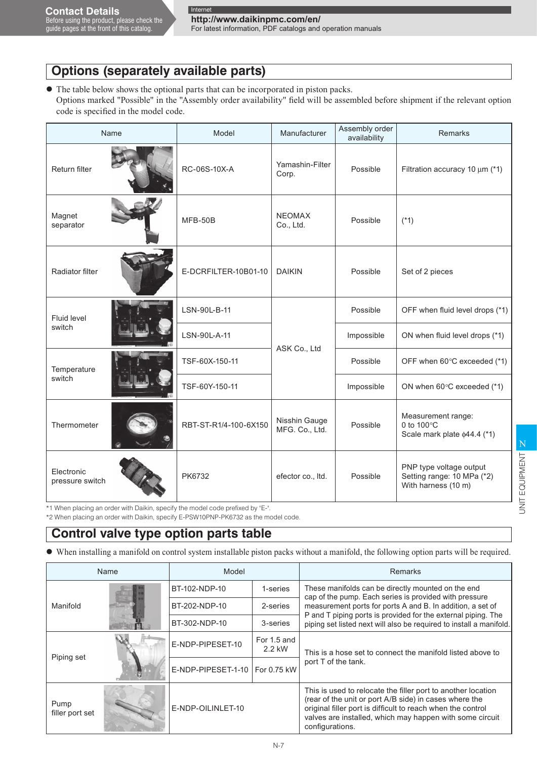## Options (separately available parts)

- The table below shows the optional parts that can be incorporated in piston packs.
  Options marked "Possible" in the "Assembly order availability" field will be assembled before shipment if the relevant option code is specified in the model code.

| Name | Model | Manufacturer | Assembly order availability | Remarks |
|---|---|---|---|---|
| Return filter | RC-06S-10X-A | Yamashin-Filter Corp. | Possible | Filtration accuracy 10 µm (*1) |
| Magnet separator | MFB-50B | NEOMAX Co., Ltd. | Possible | (*1) |
| Radiator filter | E-DCRFILTER-10B01-10 | DAIKIN | Possible | Set of 2 pieces |
| Fluid level switch | LSN-90L-B-11 | ASK Co., Ltd | Possible | OFF when fluid level drops (*1) |
| | LSN-90L-A-11 | | Impossible | ON when fluid level drops (*1) |
| Temperature switch | TSF-60X-150-11 | | Possible | OFF when 60°C exceeded (*1) |
| | TSF-60Y-150-11 | | Impossible | ON when 60°C exceeded (*1) |
| Thermometer | RBT-ST-R1/4-100-6X150 | Nisshin Gauge MFG. Co., Ltd. | Possible | Measurement range: 0 to 100°C Scale mark plate ϕ44.4 (*1) |
| Electronic pressure switch | PK6732 | efector co., ltd. | Possible | PNP type voltage output Setting range: 10 MPa (*2) With harness (10 m) |

*1 When placing an order with Daikin, specify the model code prefixed by "E-".
*2 When placing an order with Daikin, specify E-PSW10PNP-PK6732 as the model code.

## Control valve type option parts table

- When installing a manifold on control system installable piston packs without a manifold, the following option parts will be required.

| Name | Model | | Remarks |
|---|---|---|---|
| Manifold | BT-102-NDP-10 | 1-series | These manifolds can be directly mounted on the end cap of the pump. Each series is provided with pressure measurement ports for ports A and B. In addition, a set of P and T piping ports is provided for the external piping. The piping set listed next will also be required to install a manifold. |
| | BT-202-NDP-10 | 2-series | |
| | BT-302-NDP-10 | 3-series | |
| Piping set | E-NDP-PIPESET-10 | For 1.5 and 2.2 kW | This is a hose set to connect the manifold listed above to port T of the tank. |
| | E-NDP-PIPESET-1-10 | For 0.75 kW | |
| Pump filler port set | E-NDP-OILINLET-10 | | This is used to relocate the filler port to another location (rear of the unit or port A/B side) in cases where the original filler port is difficult to reach when the control valves are installed, which may happen with some circuit configurations. |